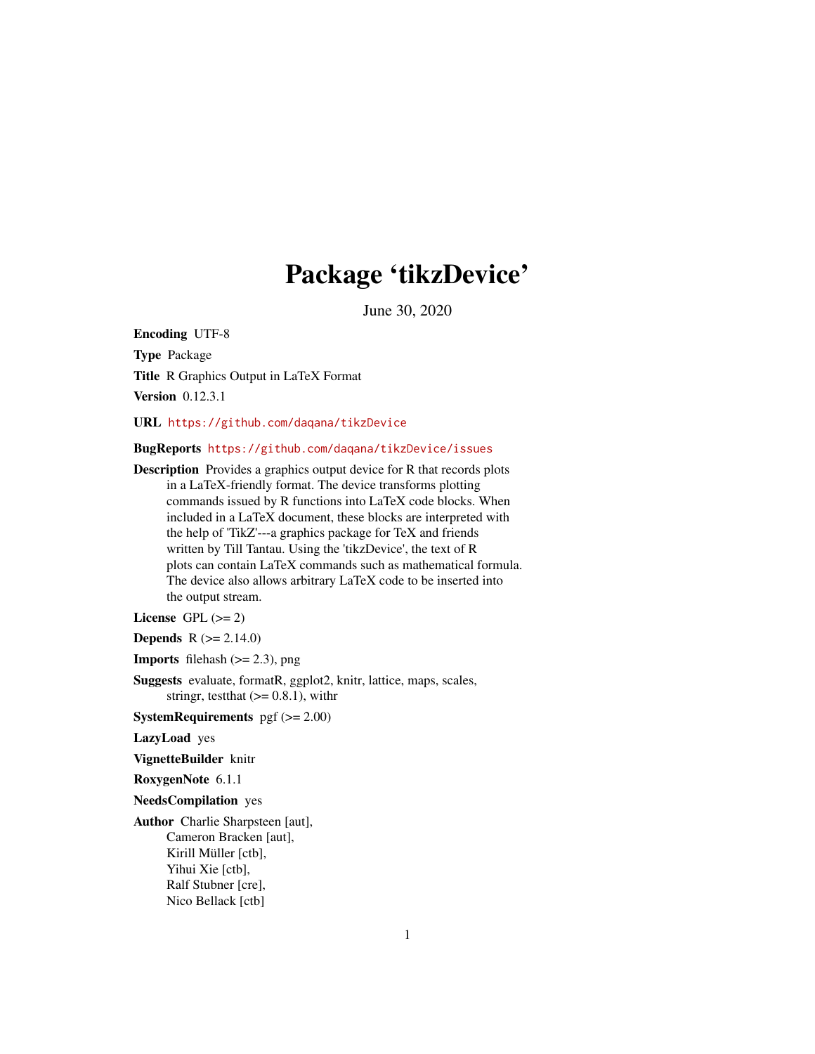# Package 'tikzDevice'

June 30, 2020

**Encoding** UTF-8

**Type** Package

**Title** R Graphics Output in LaTeX Format

**Version** 0.12.3.1

**URL** https://github.com/daqana/tikzDevice

**BugReports** https://github.com/daqana/tikzDevice/issues

**Description** Provides a graphics output device for R that records plots in a LaTeX-friendly format. The device transforms plotting commands issued by R functions into LaTeX code blocks. When included in a LaTeX document, these blocks are interpreted with the help of 'TikZ'---a graphics package for TeX and friends written by Till Tantau. Using the 'tikzDevice', the text of R plots can contain LaTeX commands such as mathematical formula. The device also allows arbitrary LaTeX code to be inserted into the output stream.

**License** GPL (>= 2)

**Depends** R (>= 2.14.0)

**Imports** filehash (>= 2.3), png

**Suggests** evaluate, formatR, ggplot2, knitr, lattice, maps, scales, stringr, testthat (>= 0.8.1), withr

**SystemRequirements** pgf (>= 2.00)

**LazyLoad** yes

**VignetteBuilder** knitr

**RoxygenNote** 6.1.1

**NeedsCompilation** yes

**Author** Charlie Sharpsteen [aut],
Cameron Bracken [aut],
Kirill Müller [ctb],
Yihui Xie [ctb],
Ralf Stubner [cre],
Nico Bellack [ctb]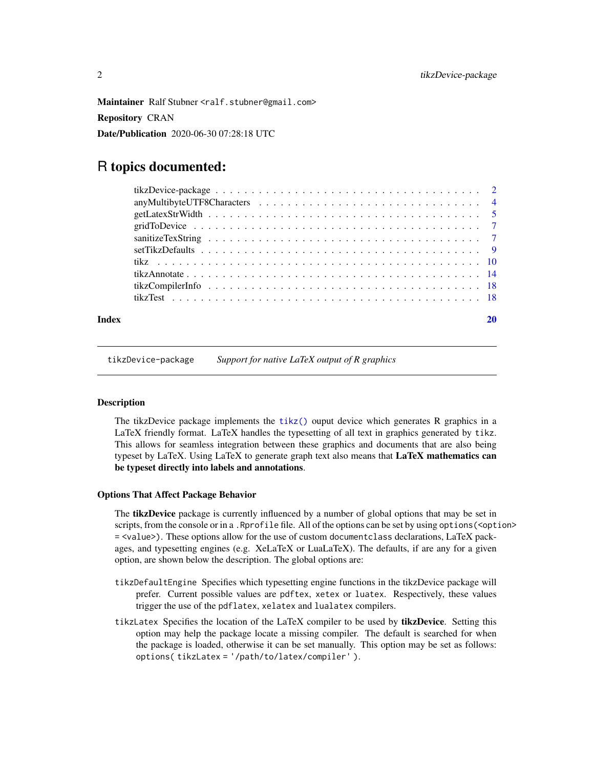**Maintainer** Ralf Stubner <ralf.stubner@gmail.com>

**Repository** CRAN

**Date/Publication** 2020-06-30 07:28:18 UTC

# R topics documented:

| | |
|---|---|
| tikzDevice-package | 2 |
| anyMultibyteUTF8Characters | 4 |
| getLatexStrWidth | 5 |
| gridToDevice | 7 |
| sanitizeTexString | 7 |
| setTikzDefaults | 9 |
| tikz | 10 |
| tikzAnnotate | 14 |
| tikzCompilerInfo | 18 |
| tikzTest | 18 |
| **Index** | **20** |

---

`tikzDevice-package` *Support for native LaTeX output of R graphics*

---

### Description

The tikzDevice package implements the `tikz()` ouput device which generates R graphics in a LaTeX friendly format. LaTeX handles the typesetting of all text in graphics generated by `tikz`. This allows for seamless integration between these graphics and documents that are also being typeset by LaTeX. Using LaTeX to generate graph text also means that **LaTeX mathematics can be typeset directly into labels and annotations**.

### Options That Affect Package Behavior

The **tikzDevice** package is currently influenced by a number of global options that may be set in scripts, from the console or in a `.Rprofile` file. All of the options can be set by using `options(<option> = <value>)`. These options allow for the use of custom `documentclass` declarations, LaTeX packages, and typesetting engines (e.g. XeLaTeX or LuaLaTeX). The defaults, if are any for a given option, are shown below the description. The global options are:

`tikzDefaultEngine` Specifies which typesetting engine functions in the tikzDevice package will prefer. Current possible values are `pdftex`, `xetex` or `luatex`. Respectively, these values trigger the use of the `pdflatex`, `xelatex` and `lualatex` compilers.

`tikzLatex` Specifies the location of the LaTeX compiler to be used by **tikzDevice**. Setting this option may help the package locate a missing compiler. The default is searched for when the package is loaded, otherwise it can be set manually. This option may be set as follows: `options( tikzLatex = '/path/to/latex/compiler' )`.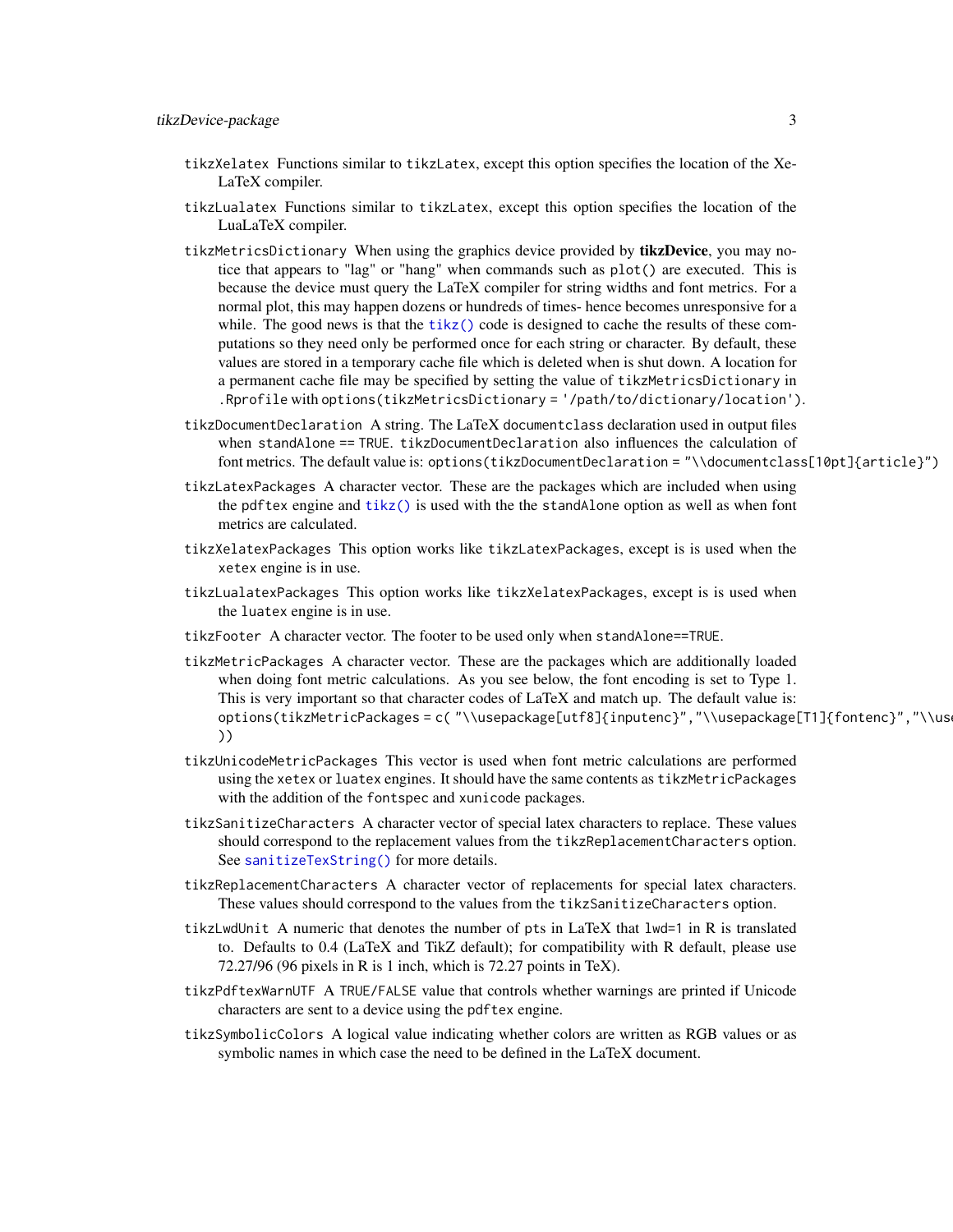tikzXelatex Functions similar to tikzLatex, except this option specifies the location of the XeLaTeX compiler.

tikzLualatex Functions similar to tikzLatex, except this option specifies the location of the LuaLaTeX compiler.

tikzMetricsDictionary When using the graphics device provided by **tikzDevice**, you may notice that appears to "lag" or "hang" when commands such as plot() are executed. This is because the device must query the LaTeX compiler for string widths and font metrics. For a normal plot, this may happen dozens or hundreds of times- hence becomes unresponsive for a while. The good news is that the tikz() code is designed to cache the results of these computations so they need only be performed once for each string or character. By default, these values are stored in a temporary cache file which is deleted when is shut down. A location for a permanent cache file may be specified by setting the value of tikzMetricsDictionary in .Rprofile with options(tikzMetricsDictionary = '/path/to/dictionary/location').

tikzDocumentDeclaration A string. The LaTeX documentclass declaration used in output files when standAlone == TRUE. tikzDocumentDeclaration also influences the calculation of font metrics. The default value is: options(tikzDocumentDeclaration = "\\documentclass[10pt]{article}")

tikzLatexPackages A character vector. These are the packages which are included when using the pdftex engine and tikz() is used with the the standAlone option as well as when font metrics are calculated.

tikzXelatexPackages This option works like tikzLatexPackages, except is is used when the xetex engine is in use.

tikzLualatexPackages This option works like tikzXelatexPackages, except is is used when the luatex engine is in use.

tikzFooter A character vector. The footer to be used only when standAlone==TRUE.

tikzMetricPackages A character vector. These are the packages which are additionally loaded when doing font metric calculations. As you see below, the font encoding is set to Type 1. This is very important so that character codes of LaTeX and match up. The default value is: options(tikzMetricPackages = c( "\\usepackage[utf8]{inputenc}","\\usepackage[T1]{fontenc}","\\use
))

tikzUnicodeMetricPackages This vector is used when font metric calculations are performed using the xetex or luatex engines. It should have the same contents as tikzMetricPackages with the addition of the fontspec and xunicode packages.

tikzSanitizeCharacters A character vector of special latex characters to replace. These values should correspond to the replacement values from the tikzReplacementCharacters option. See sanitizeTexString() for more details.

tikzReplacementCharacters A character vector of replacements for special latex characters. These values should correspond to the values from the tikzSanitizeCharacters option.

tikzLwdUnit A numeric that denotes the number of pts in LaTeX that lwd=1 in R is translated to. Defaults to 0.4 (LaTeX and TikZ default); for compatibility with R default, please use 72.27/96 (96 pixels in R is 1 inch, which is 72.27 points in TeX).

tikzPdftexWarnUTF A TRUE/FALSE value that controls whether warnings are printed if Unicode characters are sent to a device using the pdftex engine.

tikzSymbolicColors A logical value indicating whether colors are written as RGB values or as symbolic names in which case the need to be defined in the LaTeX document.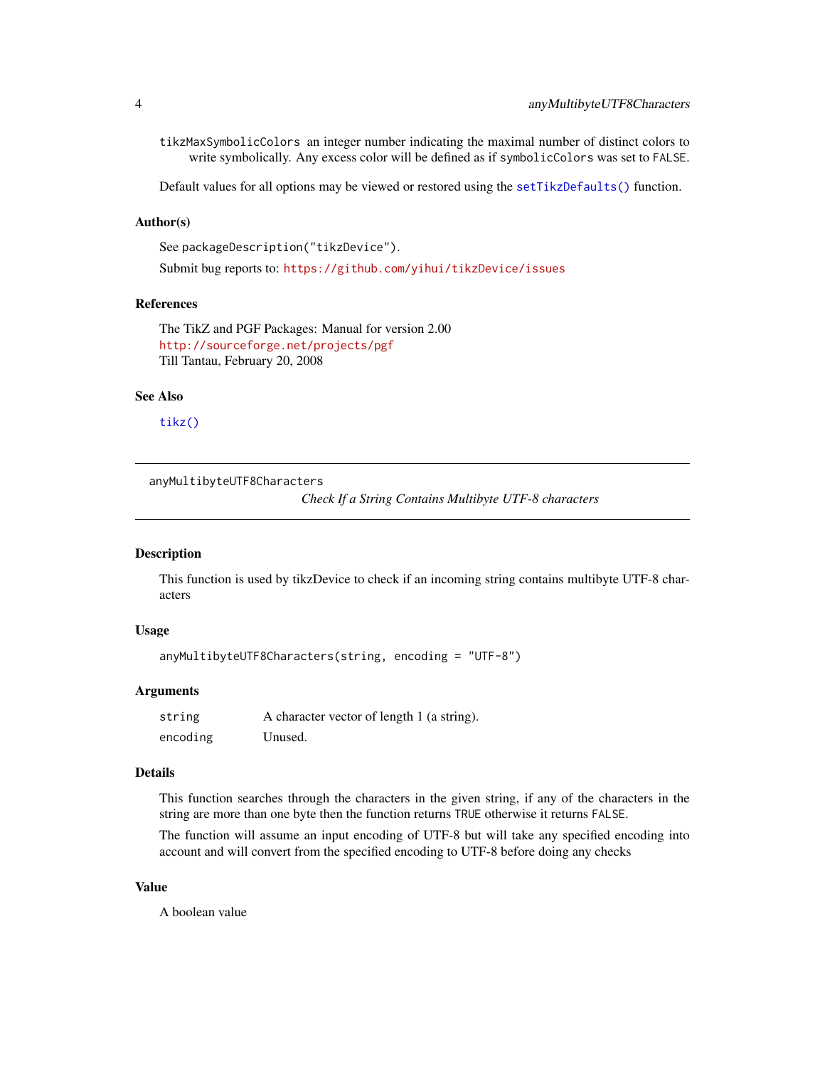tikzMaxSymbolicColors an integer number indicating the maximal number of distinct colors to write symbolically. Any excess color will be defined as if symbolicColors was set to FALSE.

Default values for all options may be viewed or restored using the setTikzDefaults() function.

### Author(s)

See packageDescription("tikzDevice").

Submit bug reports to: https://github.com/yihui/tikzDevice/issues

### References

The TikZ and PGF Packages: Manual for version 2.00
http://sourceforge.net/projects/pgf
Till Tantau, February 20, 2008

### See Also

tikz()

---

## anyMultibyteUTF8Characters

*Check If a String Contains Multibyte UTF-8 characters*

---

### Description

This function is used by tikzDevice to check if an incoming string contains multibyte UTF-8 characters

### Usage

```
anyMultibyteUTF8Characters(string, encoding = "UTF-8")
```

### Arguments

| | |
|---|---|
| string | A character vector of length 1 (a string). |
| encoding | Unused. |

### Details

This function searches through the characters in the given string, if any of the characters in the string are more than one byte then the function returns TRUE otherwise it returns FALSE.

The function will assume an input encoding of UTF-8 but will take any specified encoding into account and will convert from the specified encoding to UTF-8 before doing any checks

### Value

A boolean value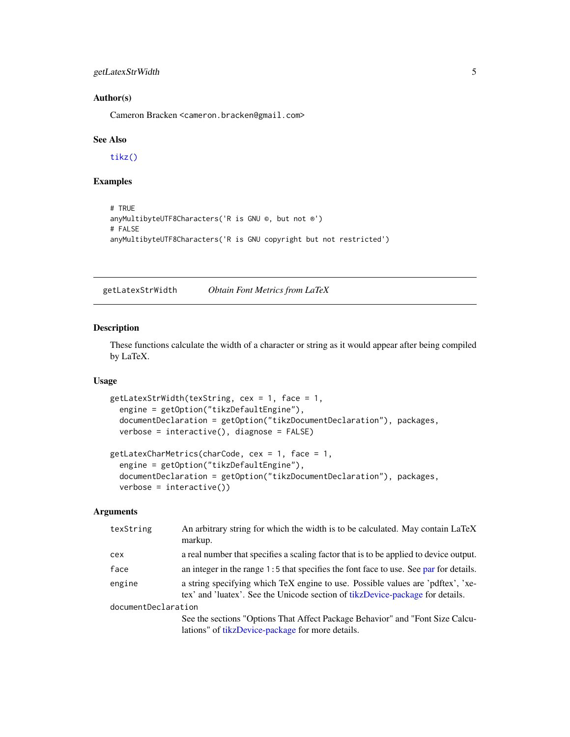### Author(s)

Cameron Bracken <cameron.bracken@gmail.com>

### See Also

tikz()

### Examples

```
# TRUE
anyMultibyteUTF8Characters('R is GNU ©, but not ®')
# FALSE
anyMultibyteUTF8Characters('R is GNU copyright but not restricted')
```

---

## getLatexStrWidth    *Obtain Font Metrics from LaTeX*

---

### Description

These functions calculate the width of a character or string as it would appear after being compiled by LaTeX.

### Usage

```
getLatexStrWidth(texString, cex = 1, face = 1,
  engine = getOption("tikzDefaultEngine"),
  documentDeclaration = getOption("tikzDocumentDeclaration"), packages,
  verbose = interactive(), diagnose = FALSE)

getLatexCharMetrics(charCode, cex = 1, face = 1,
  engine = getOption("tikzDefaultEngine"),
  documentDeclaration = getOption("tikzDocumentDeclaration"), packages,
  verbose = interactive())
```

### Arguments

| | |
|---|---|
| texString | An arbitrary string for which the width is to be calculated. May contain LaTeX markup. |
| cex | a real number that specifies a scaling factor that is to be applied to device output. |
| face | an integer in the range 1:5 that specifies the font face to use. See par for details. |
| engine | a string specifying which TeX engine to use. Possible values are 'pdftex', 'xetex' and 'luatex'. See the Unicode section of tikzDevice-package for details. |
| documentDeclaration | See the sections "Options That Affect Package Behavior" and "Font Size Calculations" of tikzDevice-package for more details. |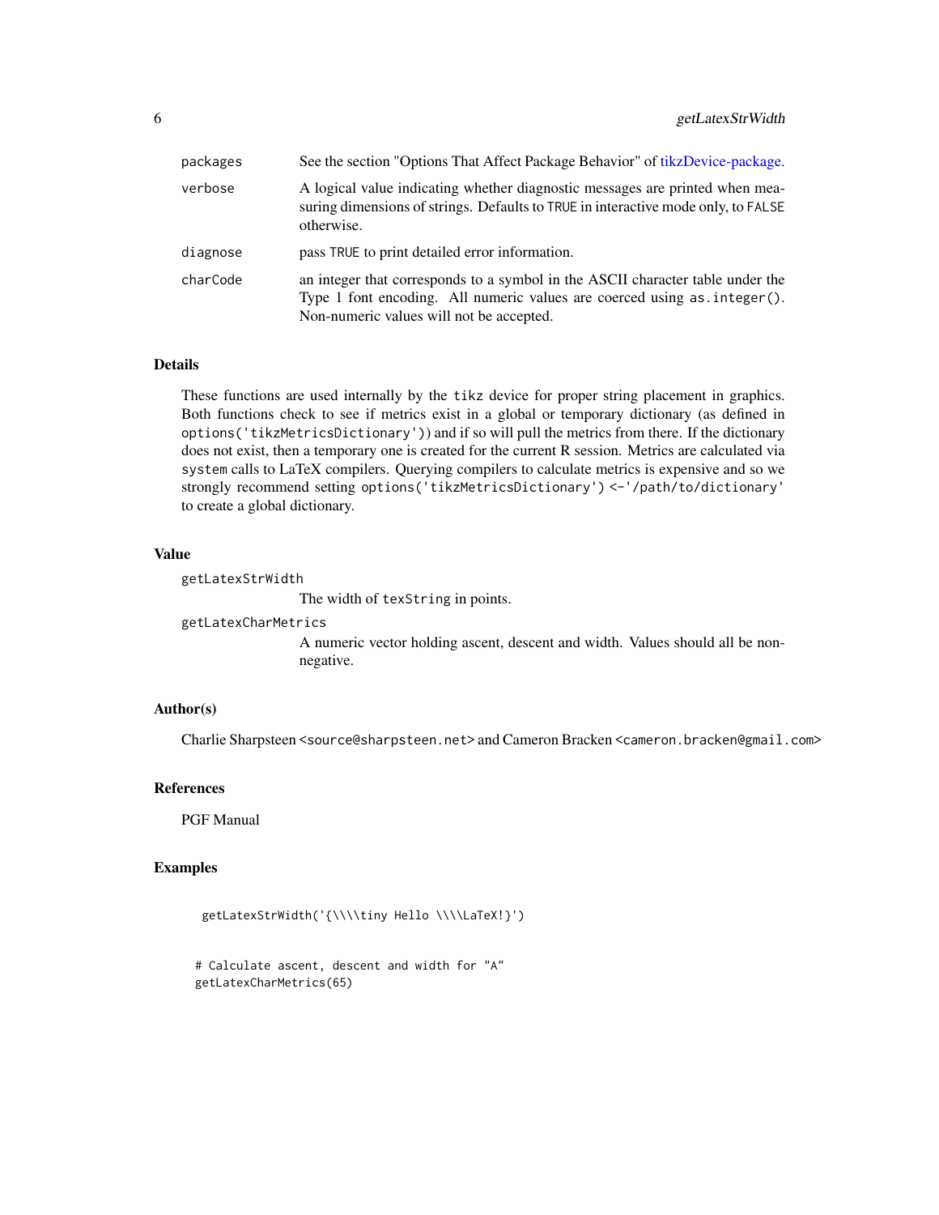| | |
|---|---|
| `packages` | See the section "Options That Affect Package Behavior" of tikzDevice-package. |
| `verbose` | A logical value indicating whether diagnostic messages are printed when measuring dimensions of strings. Defaults to `TRUE` in interactive mode only, to `FALSE` otherwise. |
| `diagnose` | pass `TRUE` to print detailed error information. |
| `charCode` | an integer that corresponds to a symbol in the ASCII character table under the Type 1 font encoding. All numeric values are coerced using `as.integer()`. Non-numeric values will not be accepted. |

## Details

These functions are used internally by the `tikz` device for proper string placement in graphics. Both functions check to see if metrics exist in a global or temporary dictionary (as defined in `options('tikzMetricsDictionary')`) and if so will pull the metrics from there. If the dictionary does not exist, then a temporary one is created for the current R session. Metrics are calculated via `system` calls to LaTeX compilers. Querying compilers to calculate metrics is expensive and so we strongly recommend setting `options('tikzMetricsDictionary') <-'/path/to/dictionary'` to create a global dictionary.

## Value

`getLatexStrWidth`
: The width of `texString` in points.

`getLatexCharMetrics`
: A numeric vector holding ascent, descent and width. Values should all be non-negative.

## Author(s)

Charlie Sharpsteen <source@sharpsteen.net> and Cameron Bracken <cameron.bracken@gmail.com>

## References

PGF Manual

## Examples

```
getLatexStrWidth('{\\\\tiny Hello \\\\LaTeX!}')


# Calculate ascent, descent and width for "A"
getLatexCharMetrics(65)
```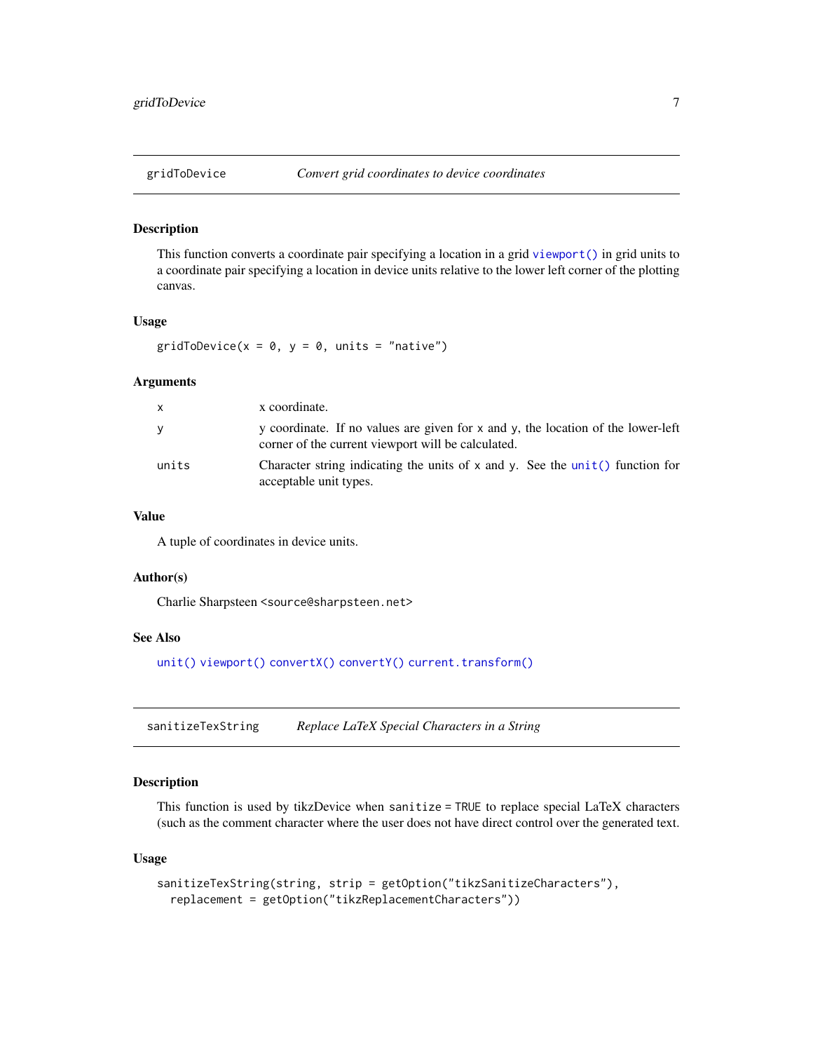## gridToDevice — *Convert grid coordinates to device coordinates*

### Description

This function converts a coordinate pair specifying a location in a grid `viewport()` in grid units to a coordinate pair specifying a location in device units relative to the lower left corner of the plotting canvas.

### Usage

```
gridToDevice(x = 0, y = 0, units = "native")
```

### Arguments

| | |
|---|---|
| `x` | x coordinate. |
| `y` | y coordinate. If no values are given for `x` and `y`, the location of the lower-left corner of the current viewport will be calculated. |
| `units` | Character string indicating the units of `x` and `y`. See the `unit()` function for acceptable unit types. |

### Value

A tuple of coordinates in device units.

### Author(s)

Charlie Sharpsteen `<source@sharpsteen.net>`

### See Also

`unit()` `viewport()` `convertX()` `convertY()` `current.transform()`

## sanitizeTexString — *Replace LaTeX Special Characters in a String*

### Description

This function is used by tikzDevice when `sanitize = TRUE` to replace special LaTeX characters (such as the comment character where the user does not have direct control over the generated text.

### Usage

```
sanitizeTexString(string, strip = getOption("tikzSanitizeCharacters"),
  replacement = getOption("tikzReplacementCharacters"))
```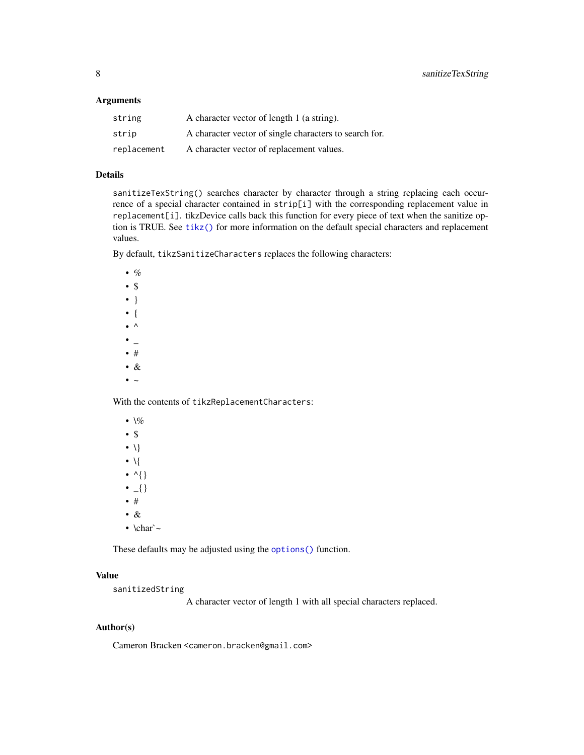### Arguments

| | |
|---|---|
| `string` | A character vector of length 1 (a string). |
| `strip` | A character vector of single characters to search for. |
| `replacement` | A character vector of replacement values. |

### Details

`sanitizeTexString()` searches character by character through a string replacing each occurrence of a special character contained in `strip[i]` with the corresponding replacement value in `replacement[i]`. tikzDevice calls back this function for every piece of text when the sanitize option is TRUE. See `tikz()` for more information on the default special characters and replacement values.

By default, `tikzSanitizeCharacters` replaces the following characters:

- %
- $
- }
- {
- ^
- _
- #
- &
- ~

With the contents of `tikzReplacementCharacters`:

- \%
- $
- \}
- \{
- ^{}
- _{}
- #
- &
- \char`~

These defaults may be adjusted using the `options()` function.

### Value

`sanitizedString`
A character vector of length 1 with all special characters replaced.

### Author(s)

Cameron Bracken <cameron.bracken@gmail.com>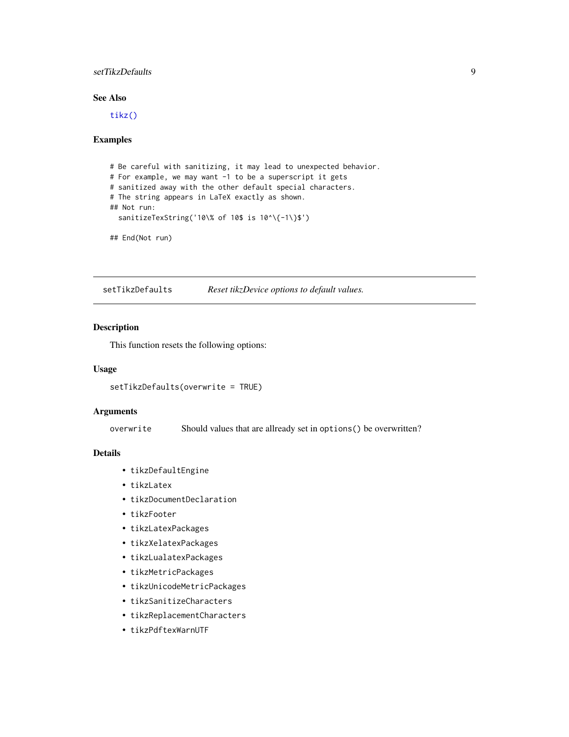### See Also

`tikz()`

### Examples

```
# Be careful with sanitizing, it may lead to unexpected behavior.
# For example, we may want -1 to be a superscript it gets
# sanitized away with the other default special characters.
# The string appears in LaTeX exactly as shown.
## Not run:
  sanitizeTexString('10\% of 10$ is 10^\{-1\}$')

## End(Not run)
```

---

## setTikzDefaults — *Reset tikzDevice options to default values.*

---

### Description

This function resets the following options:

### Usage

```
setTikzDefaults(overwrite = TRUE)
```

### Arguments

| | |
|---|---|
| `overwrite` | Should values that are allready set in `options()` be overwritten? |

### Details

- `tikzDefaultEngine`
- `tikzLatex`
- `tikzDocumentDeclaration`
- `tikzFooter`
- `tikzLatexPackages`
- `tikzXelatexPackages`
- `tikzLualatexPackages`
- `tikzMetricPackages`
- `tikzUnicodeMetricPackages`
- `tikzSanitizeCharacters`
- `tikzReplacementCharacters`
- `tikzPdftexWarnUTF`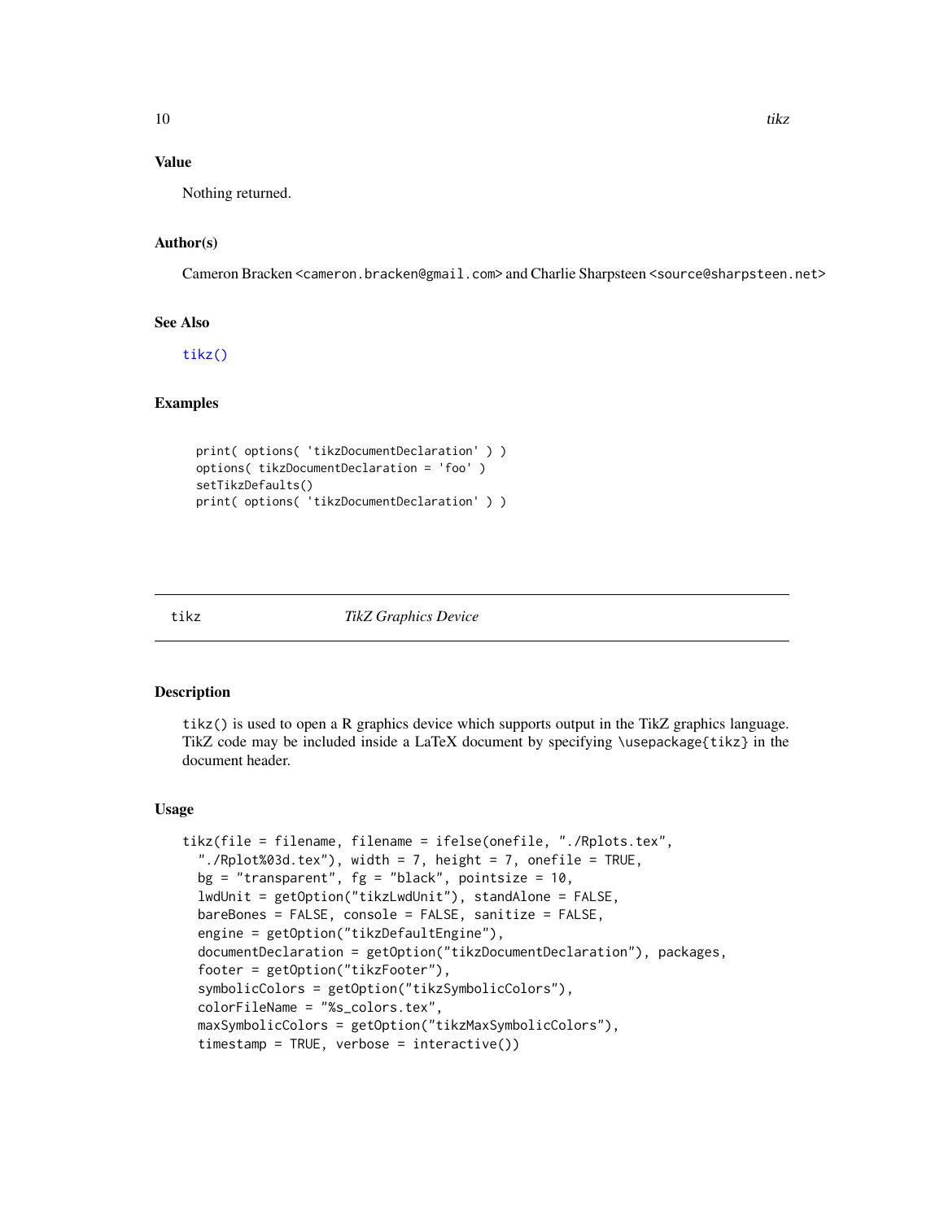### Value

Nothing returned.

### Author(s)

Cameron Bracken <cameron.bracken@gmail.com> and Charlie Sharpsteen <source@sharpsteen.net>

### See Also

`tikz()`

### Examples

```
print( options( 'tikzDocumentDeclaration' ) )
options( tikzDocumentDeclaration = 'foo' )
setTikzDefaults()
print( options( 'tikzDocumentDeclaration' ) )
```

---

## tikz — *TikZ Graphics Device*

---

### Description

`tikz()` is used to open a R graphics device which supports output in the TikZ graphics language. TikZ code may be included inside a LaTeX document by specifying `\usepackage{tikz}` in the document header.

### Usage

```
tikz(file = filename, filename = ifelse(onefile, "./Rplots.tex",
  "./Rplot%03d.tex"), width = 7, height = 7, onefile = TRUE,
  bg = "transparent", fg = "black", pointsize = 10,
  lwdUnit = getOption("tikzLwdUnit"), standAlone = FALSE,
  bareBones = FALSE, console = FALSE, sanitize = FALSE,
  engine = getOption("tikzDefaultEngine"),
  documentDeclaration = getOption("tikzDocumentDeclaration"), packages,
  footer = getOption("tikzFooter"),
  symbolicColors = getOption("tikzSymbolicColors"),
  colorFileName = "%s_colors.tex",
  maxSymbolicColors = getOption("tikzMaxSymbolicColors"),
  timestamp = TRUE, verbose = interactive())
```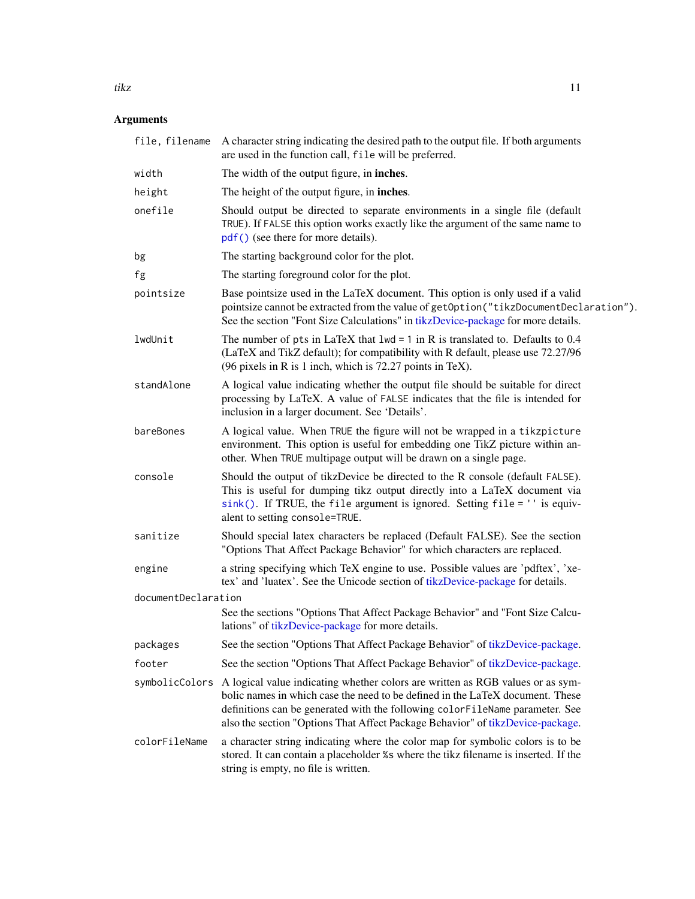## Arguments

| | |
|---|---|
| `file, filename` | A character string indicating the desired path to the output file. If both arguments are used in the function call, `file` will be preferred. |
| `width` | The width of the output figure, in **inches**. |
| `height` | The height of the output figure, in **inches**. |
| `onefile` | Should output be directed to separate environments in a single file (default `TRUE`). If `FALSE` this option works exactly like the argument of the same name to `pdf()` (see there for more details). |
| `bg` | The starting background color for the plot. |
| `fg` | The starting foreground color for the plot. |
| `pointsize` | Base pointsize used in the LaTeX document. This option is only used if a valid pointsize cannot be extracted from the value of `getOption("tikzDocumentDeclaration")`. See the section "Font Size Calculations" in tikzDevice-package for more details. |
| `lwdUnit` | The number of `pts` in LaTeX that `lwd = 1` in R is translated to. Defaults to 0.4 (LaTeX and TikZ default); for compatibility with R default, please use 72.27/96 (96 pixels in R is 1 inch, which is 72.27 points in TeX). |
| `standAlone` | A logical value indicating whether the output file should be suitable for direct processing by LaTeX. A value of `FALSE` indicates that the file is intended for inclusion in a larger document. See 'Details'. |
| `bareBones` | A logical value. When `TRUE` the figure will not be wrapped in a `tikzpicture` environment. This option is useful for embedding one TikZ picture within another. When `TRUE` multipage output will be drawn on a single page. |
| `console` | Should the output of tikzDevice be directed to the R console (default `FALSE`). This is useful for dumping tikz output directly into a LaTeX document via `sink()`. If TRUE, the `file` argument is ignored. Setting `file = ''` is equivalent to setting `console=TRUE`. |
| `sanitize` | Should special latex characters be replaced (Default FALSE). See the section "Options That Affect Package Behavior" for which characters are replaced. |
| `engine` | a string specifying which TeX engine to use. Possible values are 'pdftex', 'xetex' and 'luatex'. See the Unicode section of tikzDevice-package for details. |
| `documentDeclaration` | See the sections "Options That Affect Package Behavior" and "Font Size Calculations" of tikzDevice-package for more details. |
| `packages` | See the section "Options That Affect Package Behavior" of tikzDevice-package. |
| `footer` | See the section "Options That Affect Package Behavior" of tikzDevice-package. |
| `symbolicColors` | A logical value indicating whether colors are written as RGB values or as symbolic names in which case the need to be defined in the LaTeX document. These definitions can be generated with the following `colorFileName` parameter. See also the section "Options That Affect Package Behavior" of tikzDevice-package. |
| `colorFileName` | a character string indicating where the color map for symbolic colors is to be stored. It can contain a placeholder `%s` where the tikz filename is inserted. If the string is empty, no file is written. |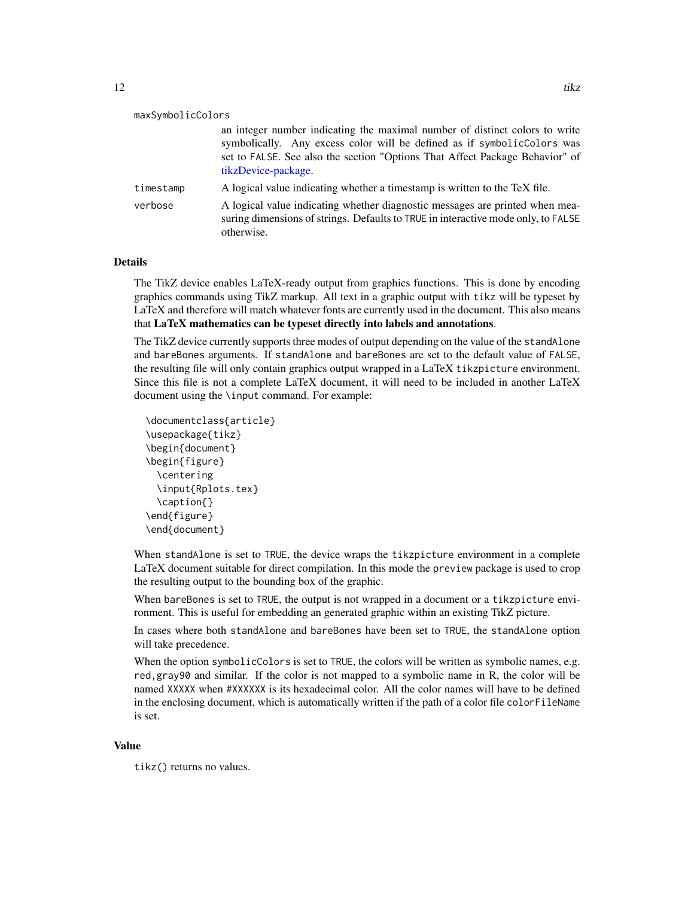maxSymbolicColors
: an integer number indicating the maximal number of distinct colors to write symbolically. Any excess color will be defined as if `symbolicColors` was set to `FALSE`. See also the section "Options That Affect Package Behavior" of tikzDevice-package.

timestamp
: A logical value indicating whether a timestamp is written to the TeX file.

verbose
: A logical value indicating whether diagnostic messages are printed when measuring dimensions of strings. Defaults to `TRUE` in interactive mode only, to `FALSE` otherwise.

## Details

The TikZ device enables LaTeX-ready output from graphics functions. This is done by encoding graphics commands using TikZ markup. All text in a graphic output with `tikz` will be typeset by LaTeX and therefore will match whatever fonts are currently used in the document. This also means that **LaTeX mathematics can be typeset directly into labels and annotations**.

The TikZ device currently supports three modes of output depending on the value of the `standAlone` and `bareBones` arguments. If `standAlone` and `bareBones` are set to the default value of `FALSE`, the resulting file will only contain graphics output wrapped in a LaTeX `tikzpicture` environment. Since this file is not a complete LaTeX document, it will need to be included in another LaTeX document using the `\input` command. For example:

```
\documentclass{article}
\usepackage{tikz}
\begin{document}
\begin{figure}
  \centering
  \input{Rplots.tex}
  \caption{}
\end{figure}
\end{document}
```

When `standAlone` is set to `TRUE`, the device wraps the `tikzpicture` environment in a complete LaTeX document suitable for direct compilation. In this mode the `preview` package is used to crop the resulting output to the bounding box of the graphic.

When `bareBones` is set to `TRUE`, the output is not wrapped in a document or a `tikzpicture` environment. This is useful for embedding an generated graphic within an existing TikZ picture.

In cases where both `standAlone` and `bareBones` have been set to `TRUE`, the `standAlone` option will take precedence.

When the option `symbolicColors` is set to `TRUE`, the colors will be written as symbolic names, e.g. `red, gray90` and similar. If the color is not mapped to a symbolic name in R, the color will be named `XXXXX` when `#XXXXXX` is its hexadecimal color. All the color names will have to be defined in the enclosing document, which is automatically written if the path of a color file `colorFileName` is set.

## Value

`tikz()` returns no values.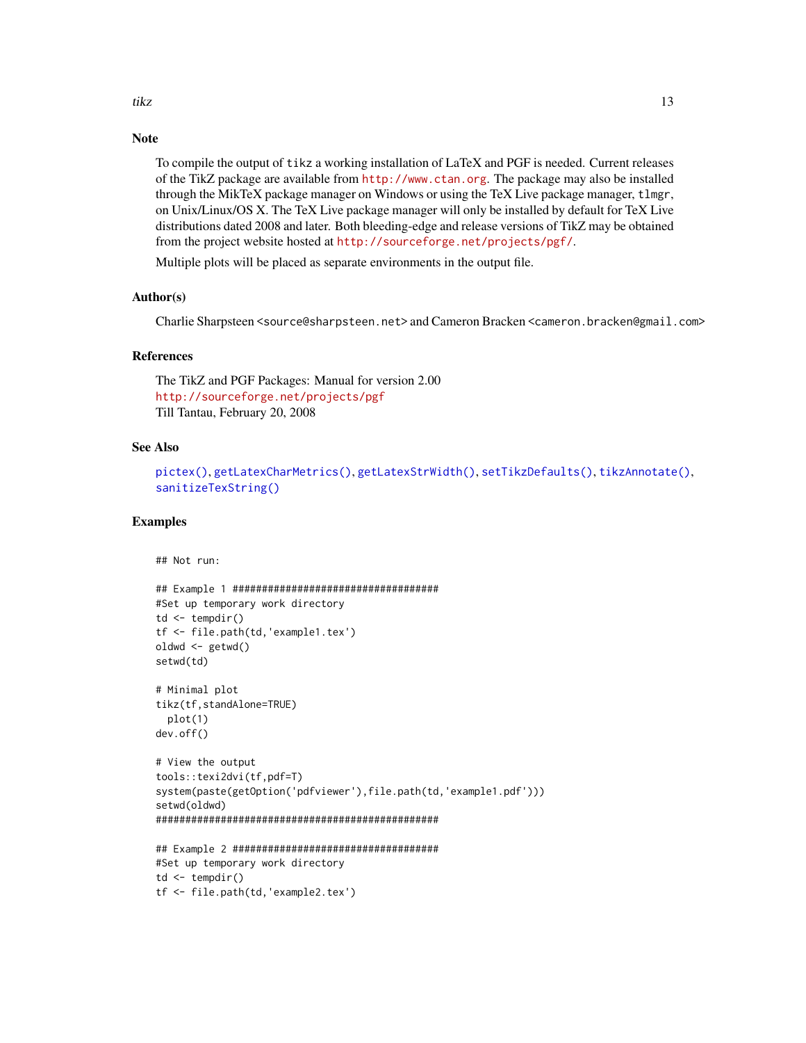## Note

To compile the output of `tikz` a working installation of LaTeX and PGF is needed. Current releases of the TikZ package are available from http://www.ctan.org. The package may also be installed through the MikTeX package manager on Windows or using the TeX Live package manager, `tlmgr`, on Unix/Linux/OS X. The TeX Live package manager will only be installed by default for TeX Live distributions dated 2008 and later. Both bleeding-edge and release versions of TikZ may be obtained from the project website hosted at http://sourceforge.net/projects/pgf/.

Multiple plots will be placed as separate environments in the output file.

## Author(s)

Charlie Sharpsteen <source@sharpsteen.net> and Cameron Bracken <cameron.bracken@gmail.com>

## References

The TikZ and PGF Packages: Manual for version 2.00
http://sourceforge.net/projects/pgf
Till Tantau, February 20, 2008

## See Also

`pictex()`, `getLatexCharMetrics()`, `getLatexStrWidth()`, `setTikzDefaults()`, `tikzAnnotate()`, `sanitizeTexString()`

## Examples

```
## Not run:

## Example 1 ###################################
#Set up temporary work directory
td <- tempdir()
tf <- file.path(td,'example1.tex')
oldwd <- getwd()
setwd(td)

# Minimal plot
tikz(tf,standAlone=TRUE)
  plot(1)
dev.off()

# View the output
tools::texi2dvi(tf,pdf=T)
system(paste(getOption('pdfviewer'),file.path(td,'example1.pdf')))
setwd(oldwd)
################################################

## Example 2 ###################################
#Set up temporary work directory
td <- tempdir()
tf <- file.path(td,'example2.tex')
```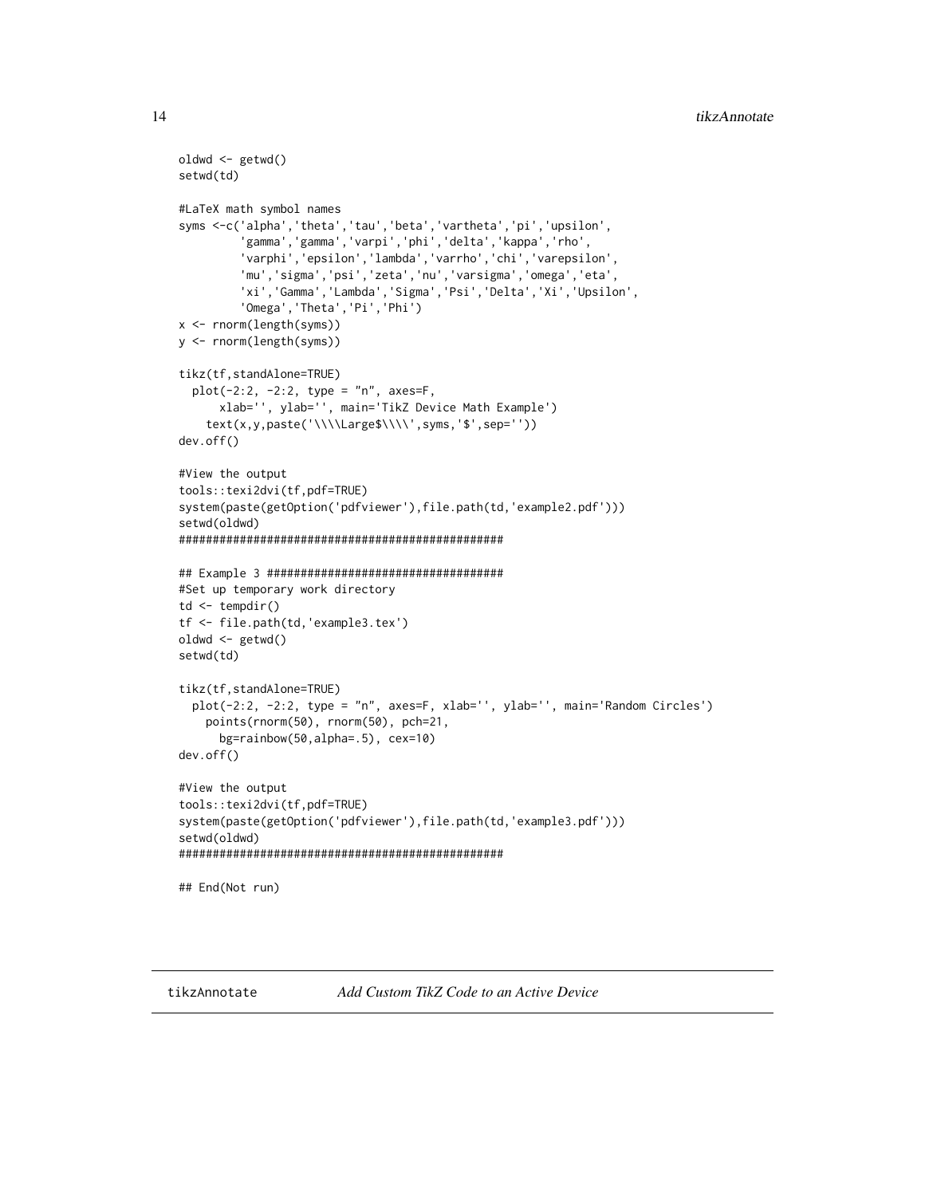```
oldwd <- getwd()
setwd(td)

#LaTeX math symbol names
syms <-c('alpha','theta','tau','beta','vartheta','pi','upsilon',
         'gamma','gamma','varpi','phi','delta','kappa','rho',
         'varphi','epsilon','lambda','varrho','chi','varepsilon',
         'mu','sigma','psi','zeta','nu','varsigma','omega','eta',
         'xi','Gamma','Lambda','Sigma','Psi','Delta','Xi','Upsilon',
         'Omega','Theta','Pi','Phi')
x <- rnorm(length(syms))
y <- rnorm(length(syms))

tikz(tf,standAlone=TRUE)
  plot(-2:2, -2:2, type = "n", axes=F,
      xlab='', ylab='', main='TikZ Device Math Example')
    text(x,y,paste('\\\\Large$\\\\',syms,'$',sep=''))
dev.off()

#View the output
tools::texi2dvi(tf,pdf=TRUE)
system(paste(getOption('pdfviewer'),file.path(td,'example2.pdf')))
setwd(oldwd)
################################################

## Example 3 ###################################
#Set up temporary work directory
td <- tempdir()
tf <- file.path(td,'example3.tex')
oldwd <- getwd()
setwd(td)

tikz(tf,standAlone=TRUE)
  plot(-2:2, -2:2, type = "n", axes=F, xlab='', ylab='', main='Random Circles')
    points(rnorm(50), rnorm(50), pch=21,
      bg=rainbow(50,alpha=.5), cex=10)
dev.off()

#View the output
tools::texi2dvi(tf,pdf=TRUE)
system(paste(getOption('pdfviewer'),file.path(td,'example3.pdf')))
setwd(oldwd)
################################################

## End(Not run)
```

---

tikzAnnotate &emsp;&emsp; *Add Custom TikZ Code to an Active Device*

---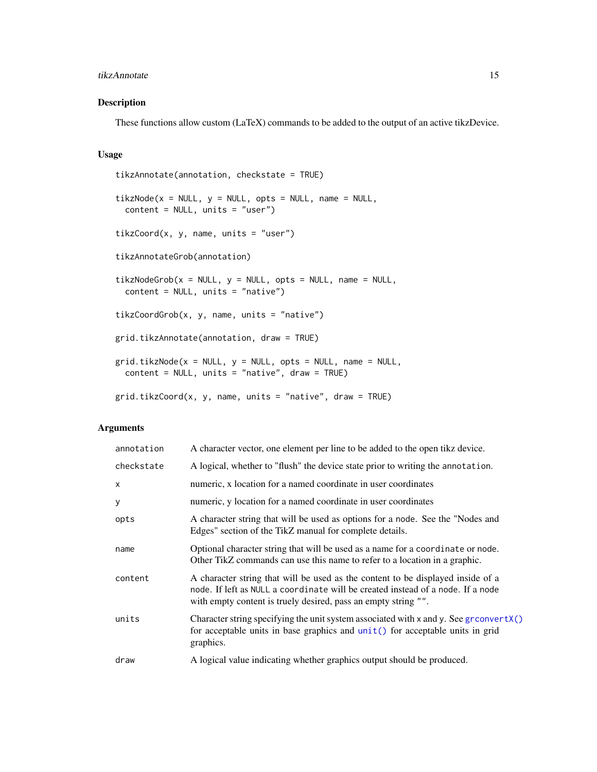## Description

These functions allow custom (LaTeX) commands to be added to the output of an active tikzDevice.

## Usage

```
tikzAnnotate(annotation, checkstate = TRUE)

tikzNode(x = NULL, y = NULL, opts = NULL, name = NULL,
  content = NULL, units = "user")

tikzCoord(x, y, name, units = "user")

tikzAnnotateGrob(annotation)

tikzNodeGrob(x = NULL, y = NULL, opts = NULL, name = NULL,
  content = NULL, units = "native")

tikzCoordGrob(x, y, name, units = "native")

grid.tikzAnnotate(annotation, draw = TRUE)

grid.tikzNode(x = NULL, y = NULL, opts = NULL, name = NULL,
  content = NULL, units = "native", draw = TRUE)

grid.tikzCoord(x, y, name, units = "native", draw = TRUE)
```

## Arguments

| | |
|---|---|
| `annotation` | A character vector, one element per line to be added to the open tikz device. |
| `checkstate` | A logical, whether to "flush" the device state prior to writing the `annotation`. |
| `x` | numeric, x location for a named coordinate in user coordinates |
| `y` | numeric, y location for a named coordinate in user coordinates |
| `opts` | A character string that will be used as options for a `node`. See the "Nodes and Edges" section of the TikZ manual for complete details. |
| `name` | Optional character string that will be used as a name for a `coordinate` or `node`. Other TikZ commands can use this name to refer to a location in a graphic. |
| `content` | A character string that will be used as the content to be displayed inside of a `node`. If left as `NULL` a `coordinate` will be created instead of a `node`. If a `node` with empty content is truely desired, pass an empty string `""`. |
| `units` | Character string specifying the unit system associated with `x` and `y`. See `grconvertX()` for acceptable units in base graphics and `unit()` for acceptable units in grid graphics. |
| `draw` | A logical value indicating whether graphics output should be produced. |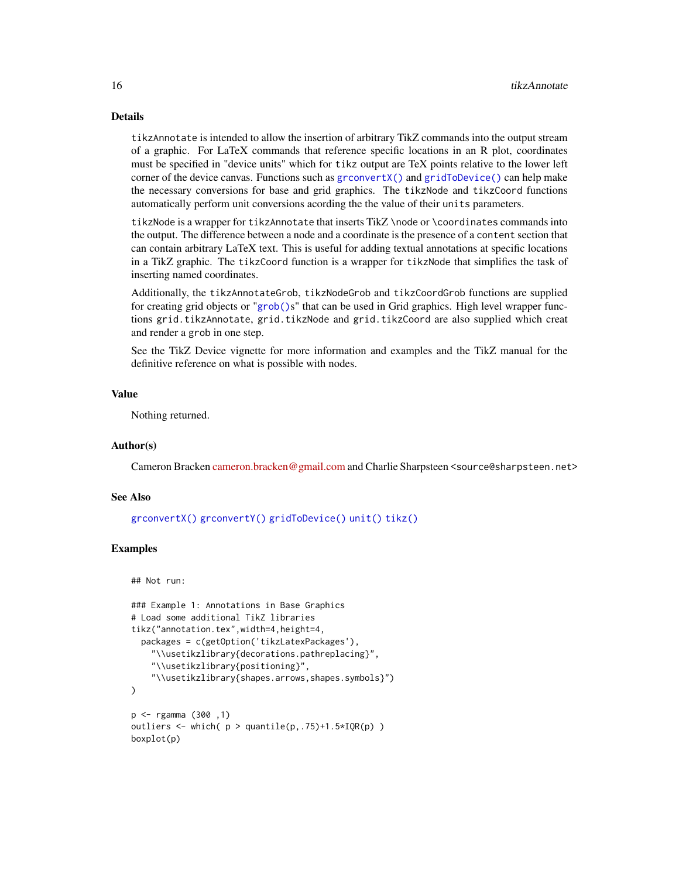## Details

`tikzAnnotate` is intended to allow the insertion of arbitrary TikZ commands into the output stream of a graphic. For LaTeX commands that reference specific locations in an R plot, coordinates must be specified in "device units" which for `tikz` output are TeX points relative to the lower left corner of the device canvas. Functions such as `grconvertX()` and `gridToDevice()` can help make the necessary conversions for base and grid graphics. The `tikzNode` and `tikzCoord` functions automatically perform unit conversions acording the the value of their `units` parameters.

`tikzNode` is a wrapper for `tikzAnnotate` that inserts TikZ `\node` or `\coordinates` commands into the output. The difference between a node and a coordinate is the presence of a `content` section that can contain arbitrary LaTeX text. This is useful for adding textual annotations at specific locations in a TikZ graphic. The `tikzCoord` function is a wrapper for `tikzNode` that simplifies the task of inserting named coordinates.

Additionally, the `tikzAnnotateGrob`, `tikzNodeGrob` and `tikzCoordGrob` functions are supplied for creating grid objects or "`grob()`s" that can be used in Grid graphics. High level wrapper functions `grid.tikzAnnotate`, `grid.tikzNode` and `grid.tikzCoord` are also supplied which creat and render a `grob` in one step.

See the TikZ Device vignette for more information and examples and the TikZ manual for the definitive reference on what is possible with nodes.

## Value

Nothing returned.

## Author(s)

Cameron Bracken cameron.bracken@gmail.com and Charlie Sharpsteen `<source@sharpsteen.net>`

## See Also

`grconvertX()` `grconvertY()` `gridToDevice()` `unit()` `tikz()`

## Examples

```
## Not run:

### Example 1: Annotations in Base Graphics
# Load some additional TikZ libraries
tikz("annotation.tex",width=4,height=4,
  packages = c(getOption('tikzLatexPackages'),
    "\\usetikzlibrary{decorations.pathreplacing}",
    "\\usetikzlibrary{positioning}",
    "\\usetikzlibrary{shapes.arrows,shapes.symbols}")
)

p <- rgamma (300 ,1)
outliers <- which( p > quantile(p,.75)+1.5*IQR(p) )
boxplot(p)
```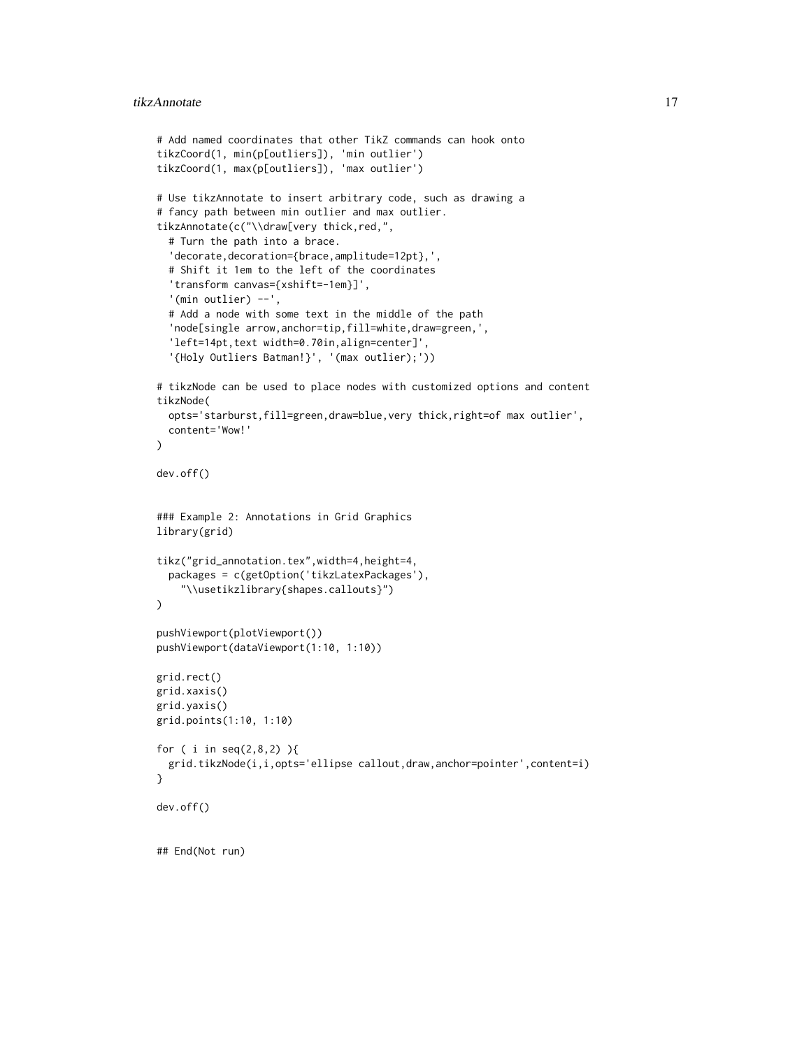```
# Add named coordinates that other TikZ commands can hook onto
tikzCoord(1, min(p[outliers]), 'min outlier')
tikzCoord(1, max(p[outliers]), 'max outlier')

# Use tikzAnnotate to insert arbitrary code, such as drawing a
# fancy path between min outlier and max outlier.
tikzAnnotate(c("\\draw[very thick,red,",
  # Turn the path into a brace.
  'decorate,decoration={brace,amplitude=12pt},',
  # Shift it 1em to the left of the coordinates
  'transform canvas={xshift=-1em}]',
  '(min outlier) --',
  # Add a node with some text in the middle of the path
  'node[single arrow,anchor=tip,fill=white,draw=green,',
  'left=14pt,text width=0.70in,align=center]',
  '{Holy Outliers Batman!}', '(max outlier);'))

# tikzNode can be used to place nodes with customized options and content
tikzNode(
  opts='starburst,fill=green,draw=blue,very thick,right=of max outlier',
  content='Wow!'
)

dev.off()


### Example 2: Annotations in Grid Graphics
library(grid)

tikz("grid_annotation.tex",width=4,height=4,
  packages = c(getOption('tikzLatexPackages'),
    "\\usetikzlibrary{shapes.callouts}")
)

pushViewport(plotViewport())
pushViewport(dataViewport(1:10, 1:10))

grid.rect()
grid.xaxis()
grid.yaxis()
grid.points(1:10, 1:10)

for ( i in seq(2,8,2) ){
  grid.tikzNode(i,i,opts='ellipse callout,draw,anchor=pointer',content=i)
}

dev.off()


## End(Not run)
```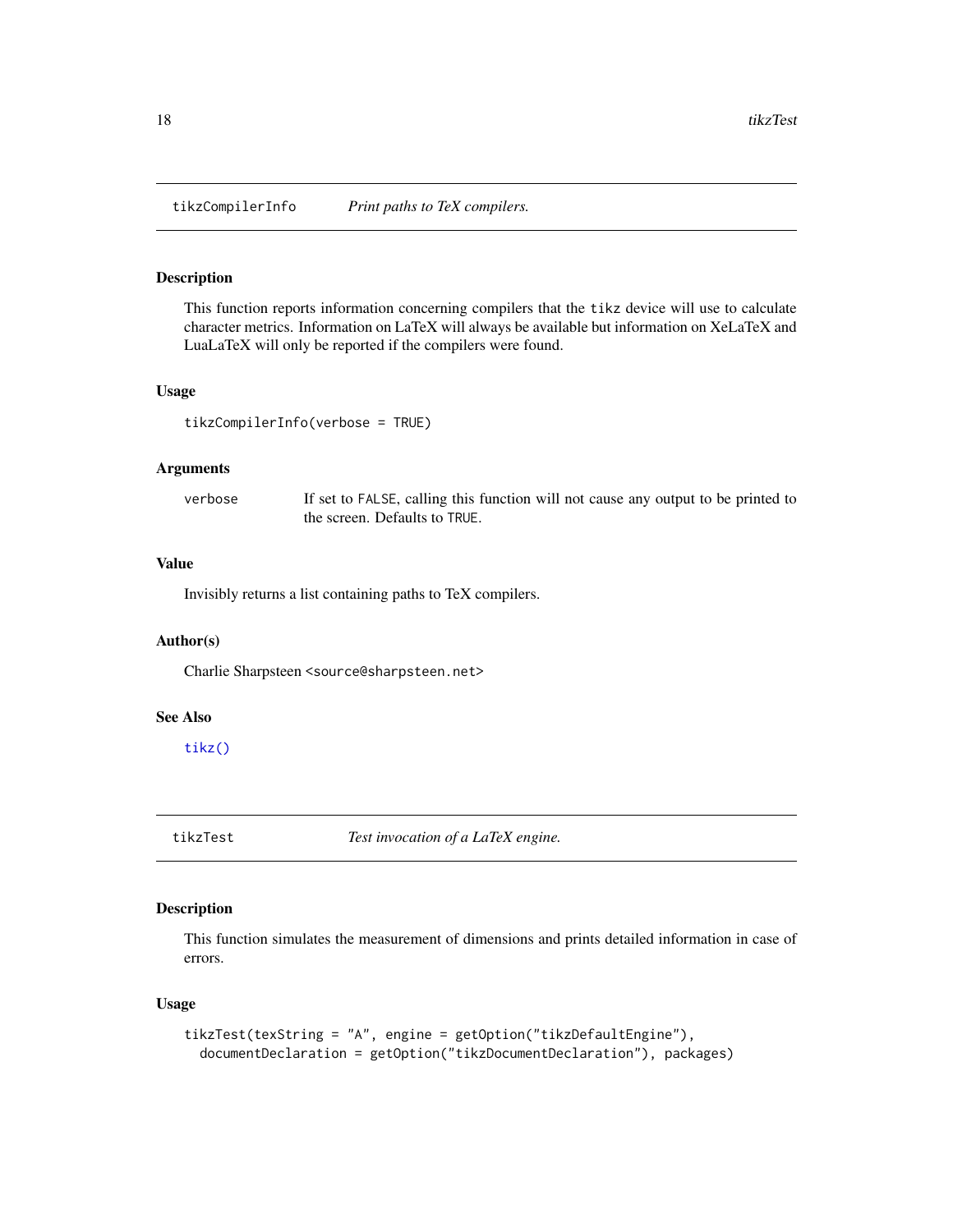## tikzCompilerInfo — *Print paths to TeX compilers.*

### Description

This function reports information concerning compilers that the `tikz` device will use to calculate character metrics. Information on LaTeX will always be available but information on XeLaTeX and LuaLaTeX will only be reported if the compilers were found.

### Usage

```
tikzCompilerInfo(verbose = TRUE)
```

### Arguments

| | |
|---|---|
| `verbose` | If set to `FALSE`, calling this function will not cause any output to be printed to the screen. Defaults to `TRUE`. |

### Value

Invisibly returns a list containing paths to TeX compilers.

### Author(s)

Charlie Sharpsteen <source@sharpsteen.net>

### See Also

`tikz()`

## tikzTest — *Test invocation of a LaTeX engine.*

### Description

This function simulates the measurement of dimensions and prints detailed information in case of errors.

### Usage

```
tikzTest(texString = "A", engine = getOption("tikzDefaultEngine"),
  documentDeclaration = getOption("tikzDocumentDeclaration"), packages)
```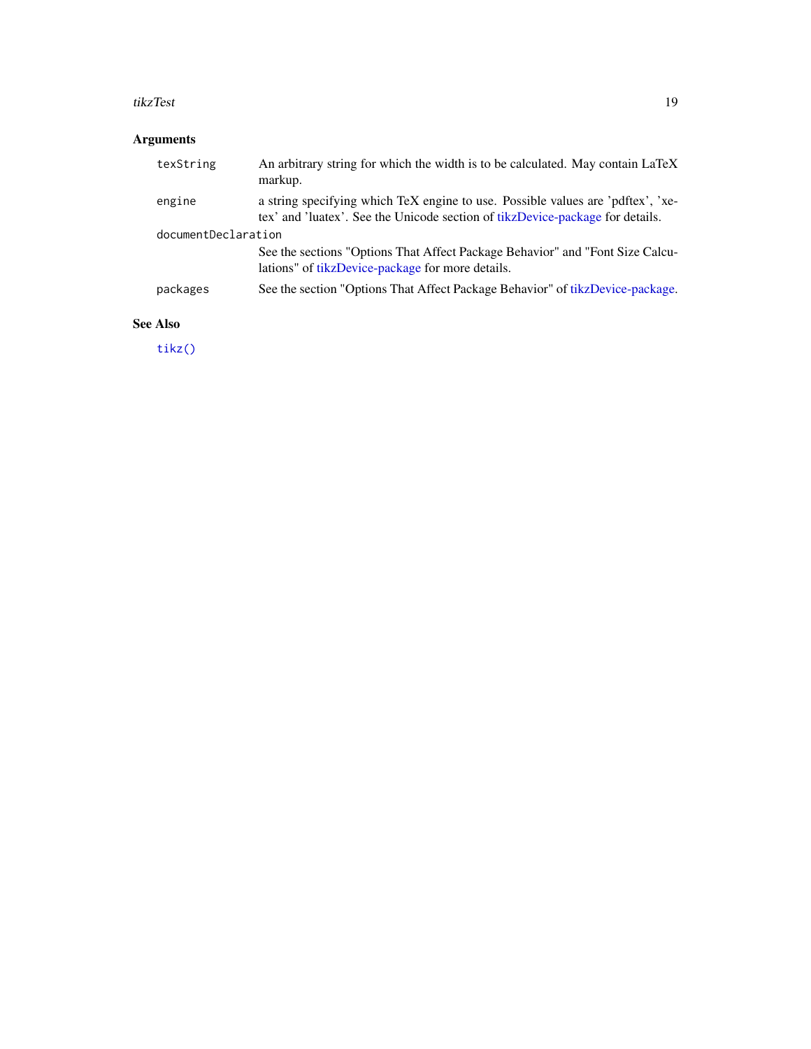## Arguments

`texString` An arbitrary string for which the width is to be calculated. May contain LaTeX markup.

`engine` a string specifying which TeX engine to use. Possible values are 'pdftex', 'xetex' and 'luatex'. See the Unicode section of tikzDevice-package for details.

`documentDeclaration` See the sections "Options That Affect Package Behavior" and "Font Size Calculations" of tikzDevice-package for more details.

`packages` See the section "Options That Affect Package Behavior" of tikzDevice-package.

## See Also

`tikz()`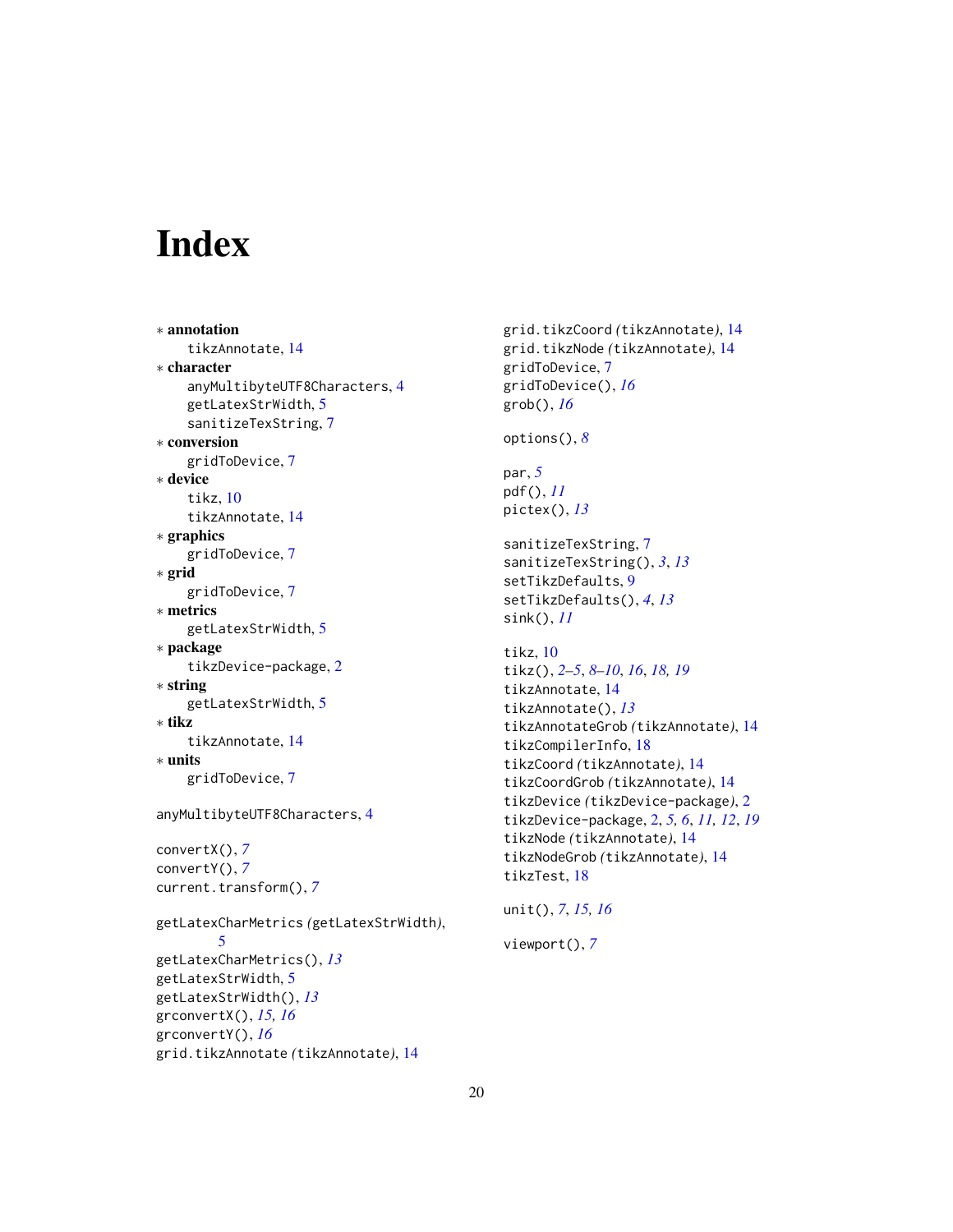# Index

* **annotation**
  - tikzAnnotate, 14
* **character**
  - anyMultibyteUTF8Characters, 4
  - getLatexStrWidth, 5
  - sanitizeTexString, 7
* **conversion**
  - gridToDevice, 7
* **device**
  - tikz, 10
  - tikzAnnotate, 14
* **graphics**
  - gridToDevice, 7
* **grid**
  - gridToDevice, 7
* **metrics**
  - getLatexStrWidth, 5
* **package**
  - tikzDevice-package, 2
* **string**
  - getLatexStrWidth, 5
* **tikz**
  - tikzAnnotate, 14
* **units**
  - gridToDevice, 7

anyMultibyteUTF8Characters, 4

convertX(), *7*
convertY(), *7*
current.transform(), *7*

getLatexCharMetrics *(getLatexStrWidth)*, 5
getLatexCharMetrics(), *13*
getLatexStrWidth, 5
getLatexStrWidth(), *13*
grconvertX(), *15, 16*
grconvertY(), *16*
grid.tikzAnnotate *(tikzAnnotate)*, 14
grid.tikzCoord *(tikzAnnotate)*, 14
grid.tikzNode *(tikzAnnotate)*, 14
gridToDevice, 7
gridToDevice(), *16*
grob(), *16*

options(), *8*

par, *5*
pdf(), *11*
pictex(), *13*

sanitizeTexString, 7
sanitizeTexString(), *3*, *13*
setTikzDefaults, 9
setTikzDefaults(), *4*, *13*
sink(), *11*

tikz, 10
tikz(), *2–5*, *8–10*, *16*, *18, 19*
tikzAnnotate, 14
tikzAnnotate(), *13*
tikzAnnotateGrob *(tikzAnnotate)*, 14
tikzCompilerInfo, 18
tikzCoord *(tikzAnnotate)*, 14
tikzCoordGrob *(tikzAnnotate)*, 14
tikzDevice *(tikzDevice-package)*, 2
tikzDevice-package, 2, *5*, *6*, *11, 12*, *19*
tikzNode *(tikzAnnotate)*, 14
tikzNodeGrob *(tikzAnnotate)*, 14
tikzTest, 18

unit(), *7*, *15, 16*

viewport(), *7*